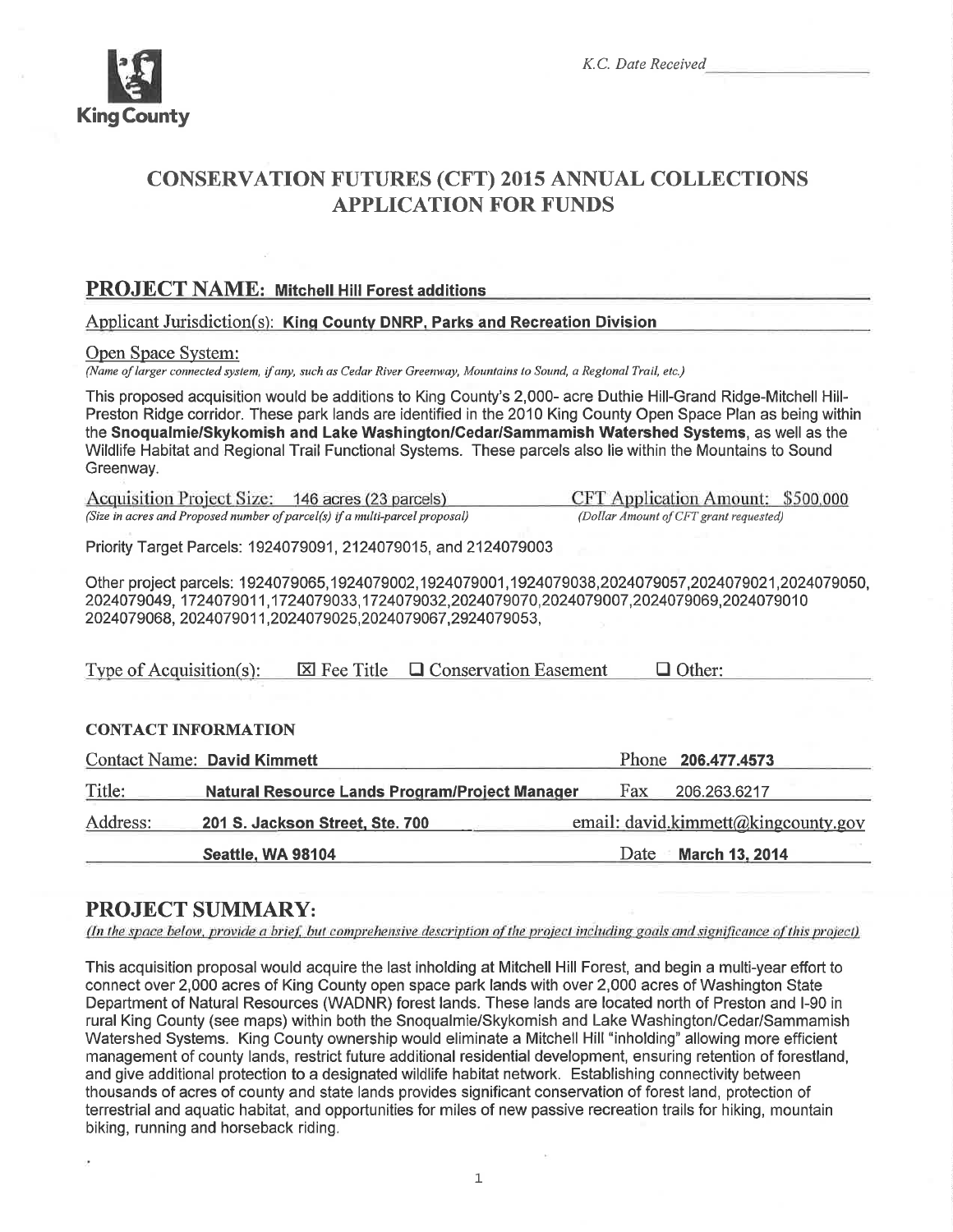K.C. Date Received ____________

# CONSERVATION FUTURES (CFT) 2015 ANNUAL COLLECTIONS APPLICATION FOR FUNDS

## PROJECT NAME: Mitchell Hill Forest additions

Applicant Jurisdiction(s): **King County DNRP, Parks and Recreation Division**

Open Space System:
*(Name of larger connected system, if any, such as Cedar River Greenway, Mountains to Sound, a Regional Trail, etc.)*

This proposed acquisition would be additions to King County's 2,000- acre Duthie Hill-Grand Ridge-Mitchell Hill-Preston Ridge corridor. These park lands are identified in the 2010 King County Open Space Plan as being within the **Snoqualmie/Skykomish and Lake Washington/Cedar/Sammamish Watershed Systems**, as well as the Wildlife Habitat and Regional Trail Functional Systems. These parcels also lie within the Mountains to Sound Greenway.

Acquisition Project Size: 146 acres (23 parcels)
*(Size in acres and Proposed number of parcel(s) if a multi-parcel proposal)*

CFT Application Amount: $500,000
*(Dollar Amount of CFT grant requested)*

Priority Target Parcels: 1924079091, 2124079015, and 2124079003

Other project parcels: 1924079065,1924079002,1924079001,1924079038,2024079057,2024079021,2024079050, 2024079049, 1724079011,1724079033,1724079032,2024079070,2024079007,2024079069,2024079010 2024079068, 2024079011,2024079025,2024079067,2924079053,

Type of Acquisition(s): ☒ Fee Title ☐ Conservation Easement ☐ Other:

### CONTACT INFORMATION

| | | | |
|---|---|---|---|
| Contact Name: | **David Kimmett** | Phone | **206.477.4573** |
| Title: | **Natural Resource Lands Program/Project Manager** | Fax | 206.263.6217 |
| Address: | **201 S. Jackson Street, Ste. 700** | email: | david.kimmett@kingcounty.gov |
| | **Seattle, WA 98104** | Date | **March 13, 2014** |

## PROJECT SUMMARY:

*(In the space below, provide a brief, but comprehensive description of the project including goals and significance of this project)*

This acquisition proposal would acquire the last inholding at Mitchell Hill Forest, and begin a multi-year effort to connect over 2,000 acres of King County open space park lands with over 2,000 acres of Washington State Department of Natural Resources (WADNR) forest lands. These lands are located north of Preston and I-90 in rural King County (see maps) within both the Snoqualmie/Skykomish and Lake Washington/Cedar/Sammamish Watershed Systems. King County ownership would eliminate a Mitchell Hill "inholding" allowing more efficient management of county lands, restrict future additional residential development, ensuring retention of forestland, and give additional protection to a designated wildlife habitat network. Establishing connectivity between thousands of acres of county and state lands provides significant conservation of forest land, protection of terrestrial and aquatic habitat, and opportunities for miles of new passive recreation trails for hiking, mountain biking, running and horseback riding.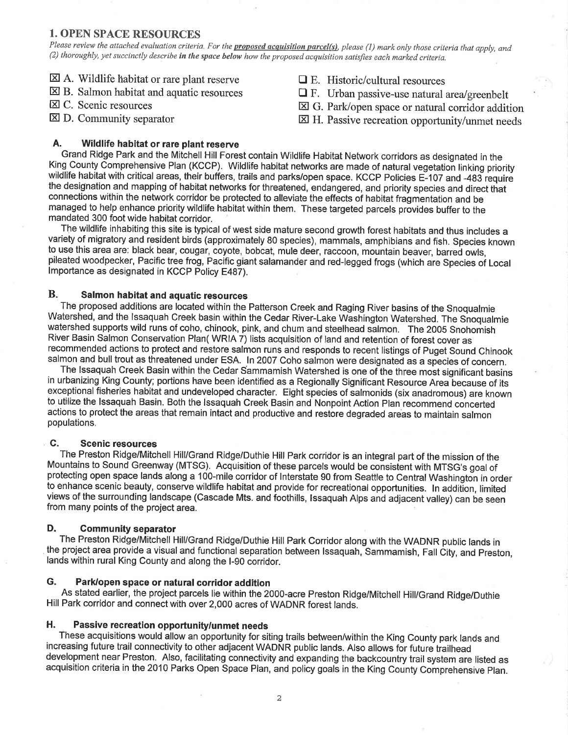## 1. OPEN SPACE RESOURCES

*Please review the attached evaluation criteria. For the* ***proposed acquisition parcel(s)****, please (1) mark only those criteria that apply, and (2) thoroughly, yet succinctly describe* ***in the space below*** *how the proposed acquisition satisfies each marked criteria.*

- ☒ A. Wildlife habitat or rare plant reserve
- ☒ B. Salmon habitat and aquatic resources
- ☒ C. Scenic resources
- ☒ D. Community separator
- ☐ E. Historic/cultural resources
- ☐ F. Urban passive-use natural area/greenbelt
- ☒ G. Park/open space or natural corridor addition
- ☒ H. Passive recreation opportunity/unmet needs

### A. Wildlife habitat or rare plant reserve

Grand Ridge Park and the Mitchell Hill Forest contain Wildlife Habitat Network corridors as designated in the King County Comprehensive Plan (KCCP). Wildlife habitat networks are made of natural vegetation linking priority wildlife habitat with critical areas, their buffers, trails and parks/open space. KCCP Policies E-107 and -483 require the designation and mapping of habitat networks for threatened, endangered, and priority species and direct that connections within the network corridor be protected to alleviate the effects of habitat fragmentation and be managed to help enhance priority wildlife habitat within them. These targeted parcels provides buffer to the mandated 300 foot wide habitat corridor.

The wildlife inhabiting this site is typical of west side mature second growth forest habitats and thus includes a variety of migratory and resident birds (approximately 80 species), mammals, amphibians and fish. Species known to use this area are: black bear, cougar, coyote, bobcat, mule deer, raccoon, mountain beaver, barred owls, pileated woodpecker, Pacific tree frog, Pacific giant salamander and red-legged frogs (which are Species of Local Importance as designated in KCCP Policy E487).

### B. Salmon habitat and aquatic resources

The proposed additions are located within the Patterson Creek and Raging River basins of the Snoqualmie Watershed, and the Issaquah Creek basin within the Cedar River-Lake Washington Watershed. The Snoqualmie watershed supports wild runs of coho, chinook, pink, and chum and steelhead salmon. The 2005 Snohomish River Basin Salmon Conservation Plan( WRIA 7) lists acquisition of land and retention of forest cover as recommended actions to protect and restore salmon runs and responds to recent listings of Puget Sound Chinook salmon and bull trout as threatened under ESA. In 2007 Coho salmon were designated as a species of concern.

The Issaquah Creek Basin within the Cedar Sammamish Watershed is one of the three most significant basins in urbanizing King County; portions have been identified as a Regionally Significant Resource Area because of its exceptional fisheries habitat and undeveloped character. Eight species of salmonids (six anadromous) are known to utilize the Issaquah Basin. Both the Issaquah Creek Basin and Nonpoint Action Plan recommend concerted actions to protect the areas that remain intact and productive and restore degraded areas to maintain salmon populations.

### C. Scenic resources

The Preston Ridge/Mitchell Hill/Grand Ridge/Duthie Hill Park corridor is an integral part of the mission of the Mountains to Sound Greenway (MTSG). Acquisition of these parcels would be consistent with MTSG's goal of protecting open space lands along a 100-mile corridor of Interstate 90 from Seattle to Central Washington in order to enhance scenic beauty, conserve wildlife habitat and provide for recreational opportunities. In addition, limited views of the surrounding landscape (Cascade Mts. and foothills, Issaquah Alps and adjacent valley) can be seen from many points of the project area.

### D. Community separator

The Preston Ridge/Mitchell Hill/Grand Ridge/Duthie Hill Park Corridor along with the WADNR public lands in the project area provide a visual and functional separation between Issaquah, Sammamish, Fall City, and Preston, lands within rural King County and along the I-90 corridor.

### G. Park/open space or natural corridor addition

As stated earlier, the project parcels lie within the 2000-acre Preston Ridge/Mitchell Hill/Grand Ridge/Duthie Hill Park corridor and connect with over 2,000 acres of WADNR forest lands.

### H. Passive recreation opportunity/unmet needs

These acquisitions would allow an opportunity for siting trails between/within the King County park lands and increasing future trail connectivity to other adjacent WADNR public lands. Also allows for future trailhead development near Preston. Also, facilitating connectivity and expanding the backcountry trail system are listed as acquisition criteria in the 2010 Parks Open Space Plan, and policy goals in the King County Comprehensive Plan.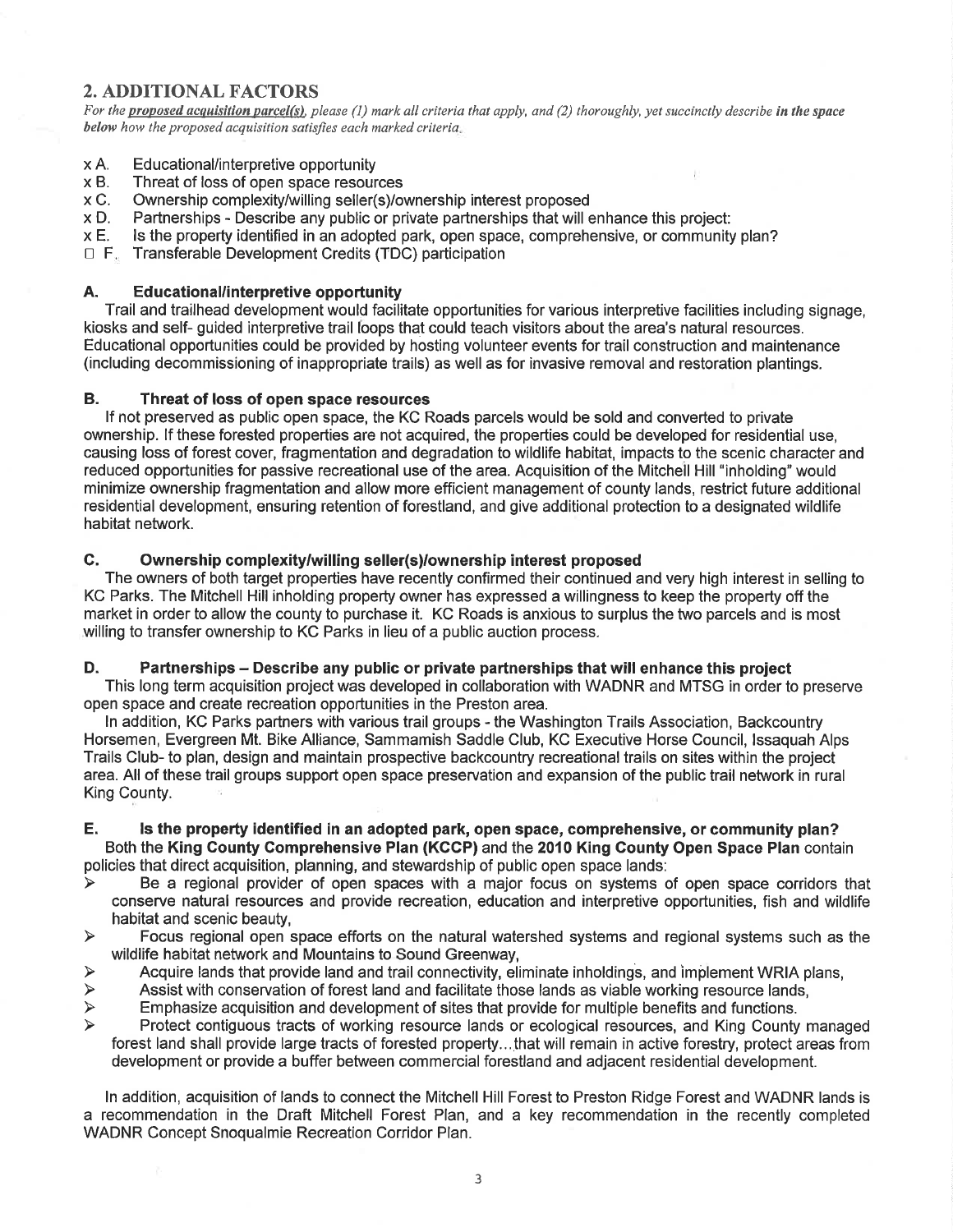## 2. ADDITIONAL FACTORS

*For the* ***proposed acquisition parcel(s)****, please (1) mark all criteria that apply, and (2) thoroughly, yet succinctly describe* ***in the space below*** *how the proposed acquisition satisfies each marked criteria.*

x A. Educational/interpretive opportunity
x B. Threat of loss of open space resources
x C. Ownership complexity/willing seller(s)/ownership interest proposed
x D. Partnerships - Describe any public or private partnerships that will enhance this project:
x E. Is the property identified in an adopted park, open space, comprehensive, or community plan?
☐ F. Transferable Development Credits (TDC) participation

### A. Educational/interpretive opportunity

Trail and trailhead development would facilitate opportunities for various interpretive facilities including signage, kiosks and self- guided interpretive trail loops that could teach visitors about the area's natural resources. Educational opportunities could be provided by hosting volunteer events for trail construction and maintenance (including decommissioning of inappropriate trails) as well as for invasive removal and restoration plantings.

### B. Threat of loss of open space resources

If not preserved as public open space, the KC Roads parcels would be sold and converted to private ownership. If these forested properties are not acquired, the properties could be developed for residential use, causing loss of forest cover, fragmentation and degradation to wildlife habitat, impacts to the scenic character and reduced opportunities for passive recreational use of the area. Acquisition of the Mitchell Hill "inholding" would minimize ownership fragmentation and allow more efficient management of county lands, restrict future additional residential development, ensuring retention of forestland, and give additional protection to a designated wildlife habitat network.

### C. Ownership complexity/willing seller(s)/ownership interest proposed

The owners of both target properties have recently confirmed their continued and very high interest in selling to KC Parks. The Mitchell Hill inholding property owner has expressed a willingness to keep the property off the market in order to allow the county to purchase it. KC Roads is anxious to surplus the two parcels and is most willing to transfer ownership to KC Parks in lieu of a public auction process.

### D. Partnerships – Describe any public or private partnerships that will enhance this project

This long term acquisition project was developed in collaboration with WADNR and MTSG in order to preserve open space and create recreation opportunities in the Preston area.

In addition, KC Parks partners with various trail groups - the Washington Trails Association, Backcountry Horsemen, Evergreen Mt. Bike Alliance, Sammamish Saddle Club, KC Executive Horse Council, Issaquah Alps Trails Club- to plan, design and maintain prospective backcountry recreational trails on sites within the project area. All of these trail groups support open space preservation and expansion of the public trail network in rural King County.

### E. Is the property identified in an adopted park, open space, comprehensive, or community plan?

Both the **King County Comprehensive Plan (KCCP)** and the **2010 King County Open Space Plan** contain policies that direct acquisition, planning, and stewardship of public open space lands:

- Be a regional provider of open spaces with a major focus on systems of open space corridors that conserve natural resources and provide recreation, education and interpretive opportunities, fish and wildlife habitat and scenic beauty,
- Focus regional open space efforts on the natural watershed systems and regional systems such as the wildlife habitat network and Mountains to Sound Greenway,
- Acquire lands that provide land and trail connectivity, eliminate inholdings, and implement WRIA plans,
- Assist with conservation of forest land and facilitate those lands as viable working resource lands,
- Emphasize acquisition and development of sites that provide for multiple benefits and functions.
- Protect contiguous tracts of working resource lands or ecological resources, and King County managed forest land shall provide large tracts of forested property…that will remain in active forestry, protect areas from development or provide a buffer between commercial forestland and adjacent residential development.

In addition, acquisition of lands to connect the Mitchell Hill Forest to Preston Ridge Forest and WADNR lands is a recommendation in the Draft Mitchell Forest Plan, and a key recommendation in the recently completed WADNR Concept Snoqualmie Recreation Corridor Plan.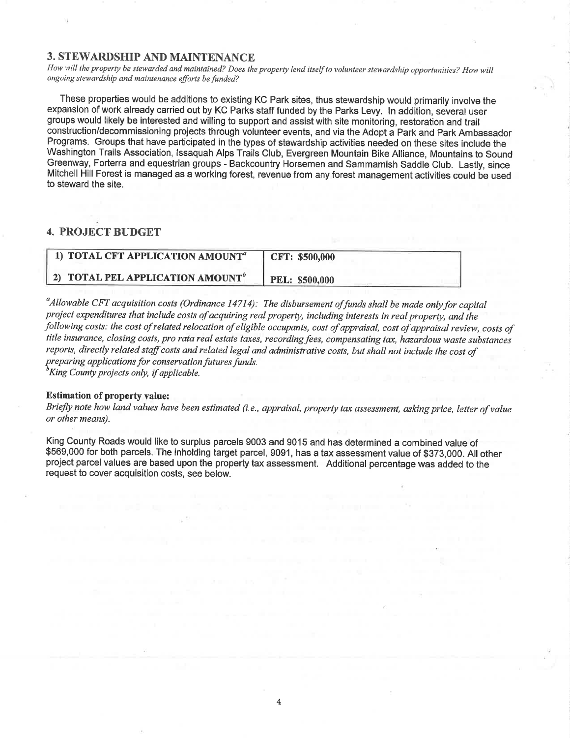## 3. STEWARDSHIP AND MAINTENANCE

*How will the property be stewarded and maintained? Does the property lend itself to volunteer stewardship opportunities? How will ongoing stewardship and maintenance efforts be funded?*

These properties would be additions to existing KC Park sites, thus stewardship would primarily involve the expansion of work already carried out by KC Parks staff funded by the Parks Levy. In addition, several user groups would likely be interested and willing to support and assist with site monitoring, restoration and trail construction/decommissioning projects through volunteer events, and via the Adopt a Park and Park Ambassador Programs. Groups that have participated in the types of stewardship activities needed on these sites include the Washington Trails Association, Issaquah Alps Trails Club, Evergreen Mountain Bike Alliance, Mountains to Sound Greenway, Forterra and equestrian groups - Backcountry Horsemen and Sammamish Saddle Club. Lastly, since Mitchell Hill Forest is managed as a working forest, revenue from any forest management activities could be used to steward the site.

## 4. PROJECT BUDGET

| | |
|---|---|
| **1) TOTAL CFT APPLICATION AMOUNT[a]** | **CFT: $500,000** |
| **2) TOTAL PEL APPLICATION AMOUNT[b]** | **PEL: $500,000** |

*[a]Allowable CFT acquisition costs (Ordinance 14714): The disbursement of funds shall be made only for capital project expenditures that include costs of acquiring real property, including interests in real property, and the following costs: the cost of related relocation of eligible occupants, cost of appraisal, cost of appraisal review, costs of title insurance, closing costs, pro rata real estate taxes, recording fees, compensating tax, hazardous waste substances reports, directly related staff costs and related legal and administrative costs, but shall not include the cost of preparing applications for conservation futures funds.*

*[b]King County projects only, if applicable.*

**Estimation of property value:**

*Briefly note how land values have been estimated (i.e., appraisal, property tax assessment, asking price, letter of value or other means).*

King County Roads would like to surplus parcels 9003 and 9015 and has determined a combined value of $569,000 for both parcels. The inholding target parcel, 9091, has a tax assessment value of $373,000. All other project parcel values are based upon the property tax assessment. Additional percentage was added to the request to cover acquisition costs, see below.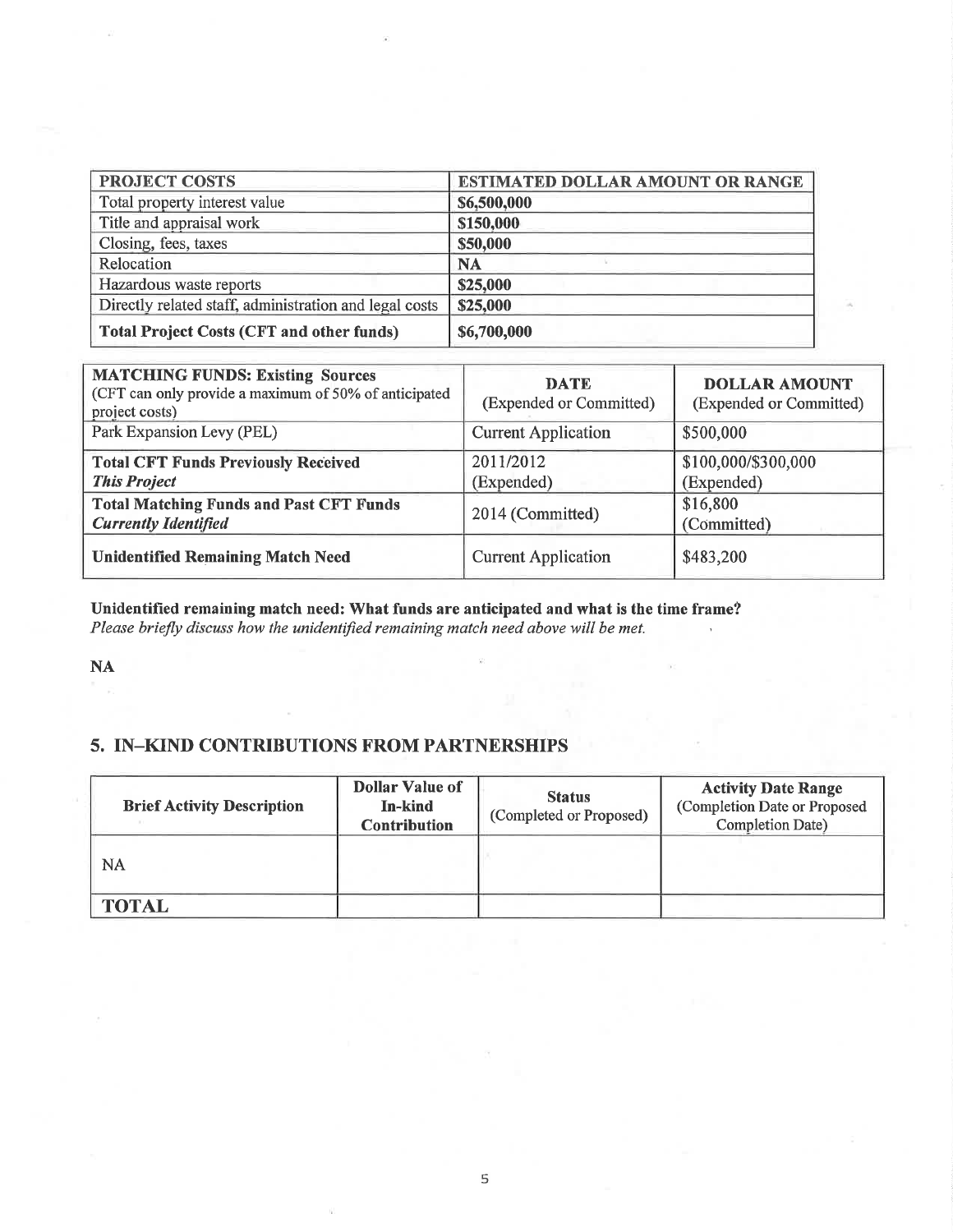| PROJECT COSTS | ESTIMATED DOLLAR AMOUNT OR RANGE |
|---|---|
| Total property interest value | **$6,500,000** |
| Title and appraisal work | **$150,000** |
| Closing, fees, taxes | **$50,000** |
| Relocation | **NA** |
| Hazardous waste reports | **$25,000** |
| Directly related staff, administration and legal costs | **$25,000** |
| **Total Project Costs (CFT and other funds)** | **$6,700,000** |

| **MATCHING FUNDS: Existing Sources** (CFT can only provide a maximum of 50% of anticipated project costs) | **DATE** (Expended or Committed) | **DOLLAR AMOUNT** (Expended or Committed) |
|---|---|---|
| Park Expansion Levy (PEL) | Current Application | $500,000 |
| **Total CFT Funds Previously Received** ***This Project*** | 2011/2012 (Expended) | $100,000/$300,000 (Expended) |
| **Total Matching Funds and Past CFT Funds** ***Currently Identified*** | 2014 (Committed) | $16,800 (Committed) |
| **Unidentified Remaining Match Need** | Current Application | $483,200 |

**Unidentified remaining match need: What funds are anticipated and what is the time frame?**
*Please briefly discuss how the unidentified remaining match need above will be met.*

**NA**

## 5. IN–KIND CONTRIBUTIONS FROM PARTNERSHIPS

| Brief Activity Description | Dollar Value of In-kind Contribution | Status (Completed or Proposed) | Activity Date Range (Completion Date or Proposed Completion Date) |
|---|---|---|---|
| NA | | | |
| **TOTAL** | | | |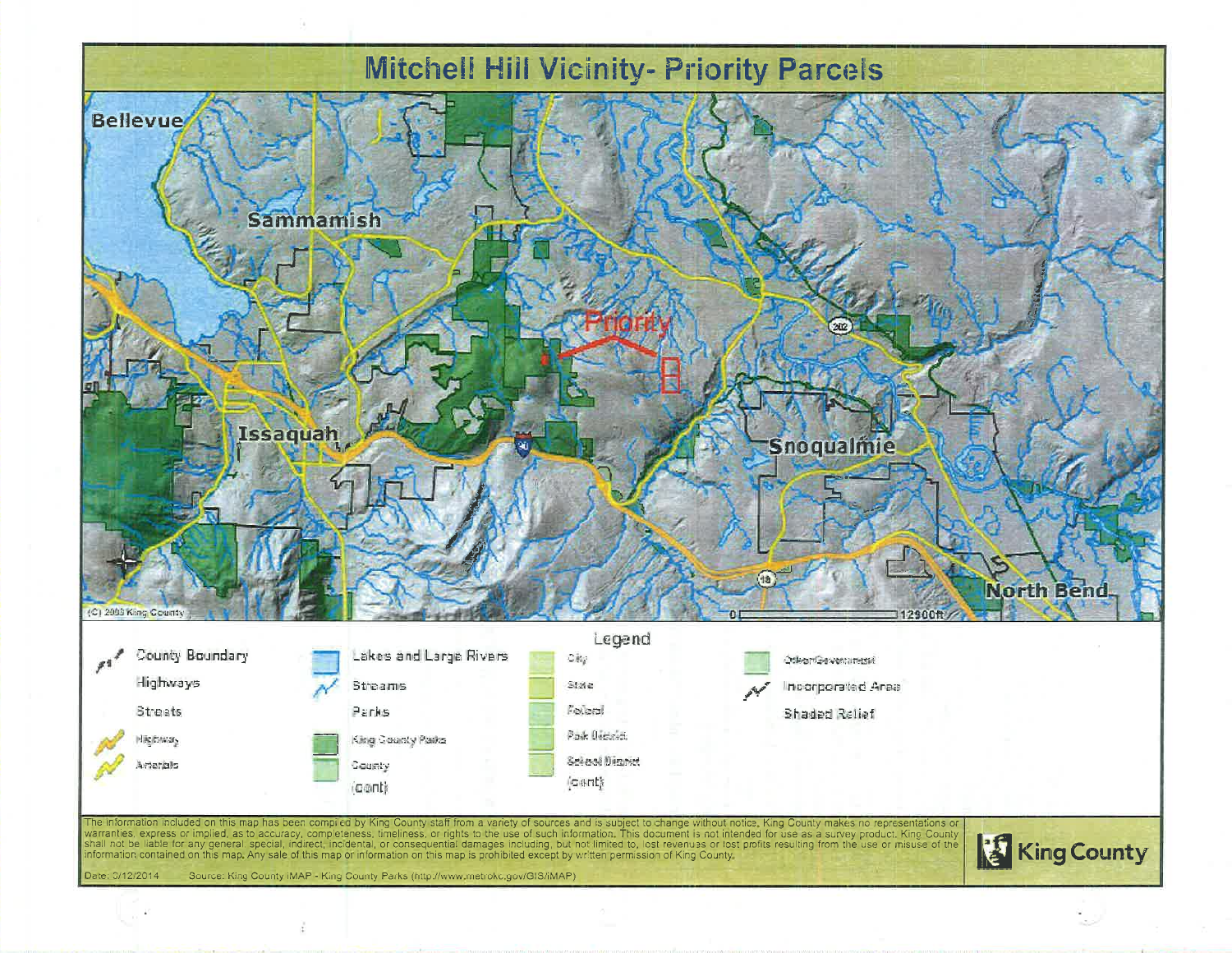# Mitchell Hill Vicinity- Priority Parcels

Bellevue

Sammamish

Priority

Issaquah

Snoqualmie

North Bend

(C) 2008 King County

0 12900ft

## Legend

- County Boundary
- Highways
- Streets
  - Highway
  - Arterials
- Lakes and Large Rivers
- Streams
- Parks
  - King County Parks
  - County
  - (cont)
  - City
  - State
  - Federal
  - Park District
  - School District
  - (cont)
  - Other Government
- Incorporated Area
- Shaded Relief

The information included on this map has been compiled by King County staff from a variety of sources and is subject to change without notice. King County makes no representations or warranties, express or implied, as to accuracy, completeness, timeliness, or rights to the use of such information. This document is not intended for use as a survey product. King County shall not be liable for any general, special, indirect, incidental, or consequential damages including, but not limited to, lost revenues or lost profits resulting from the use or misuse of the information contained on this map. Any sale of this map or information on this map is prohibited except by written permission of King County.

Date: 3/12/2014 Source: King County iMAP - King County Parks (http://www.metrokc.gov/GIS/iMAP)

King County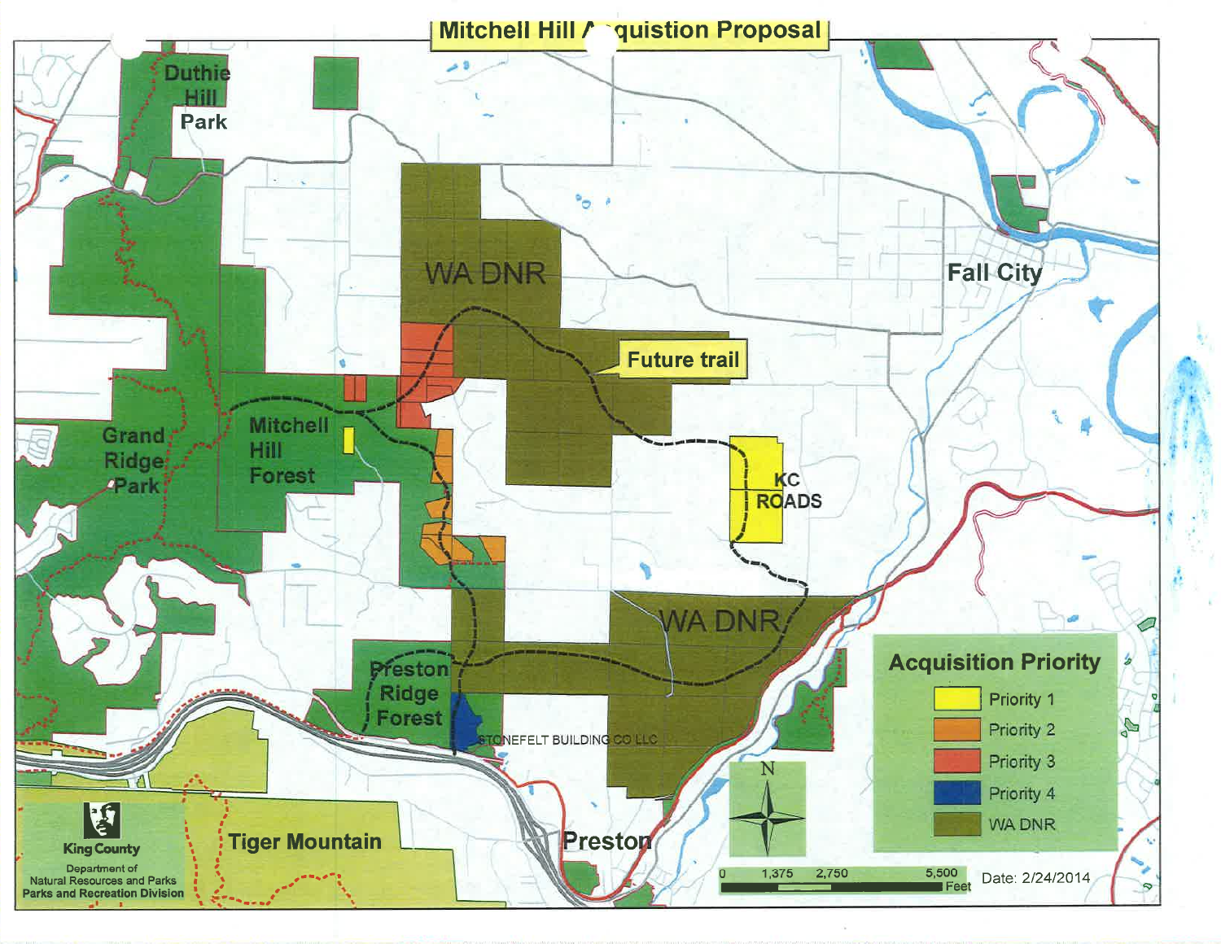# Mitchell Hill Acquistion Proposal

Duthie Hill Park

WA DNR

Fall City

Future trail

Grand Ridge Park

Mitchell Hill Forest

KC ROADS

WA DNR

Preston Ridge Forest

STONEFELT BUILDING CO LLC

Tiger Mountain

Preston

**Acquisition Priority**

- Priority 1
- Priority 2
- Priority 3
- Priority 4
- WA DNR

N

0 1,375 2,750 5,500 Feet

Date: 2/24/2014

King County
Department of Natural Resources and Parks
Parks and Recreation Division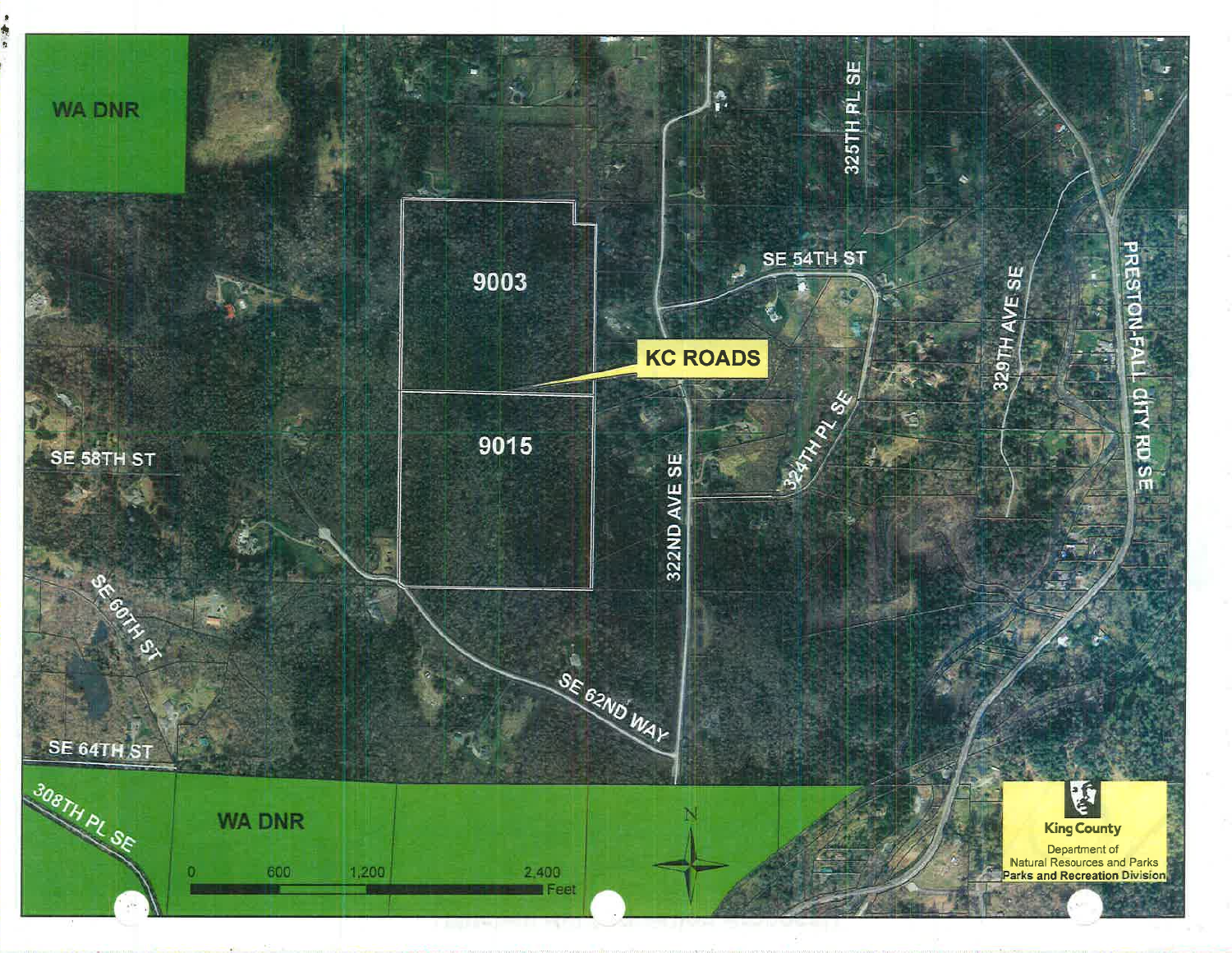WA DNR

9003

9015

KC ROADS

SE 54TH ST

325TH PL SE

329TH AVE SE

PRESTON-FALL CITY RD SE

324TH PL SE

322ND AVE SE

SE 58TH ST

SE 60TH ST

SE 62ND WAY

SE 64TH ST

308TH PL SE

WA DNR

0 600 1,200 2,400 Feet

N

King County
Department of
Natural Resources and Parks
Parks and Recreation Division